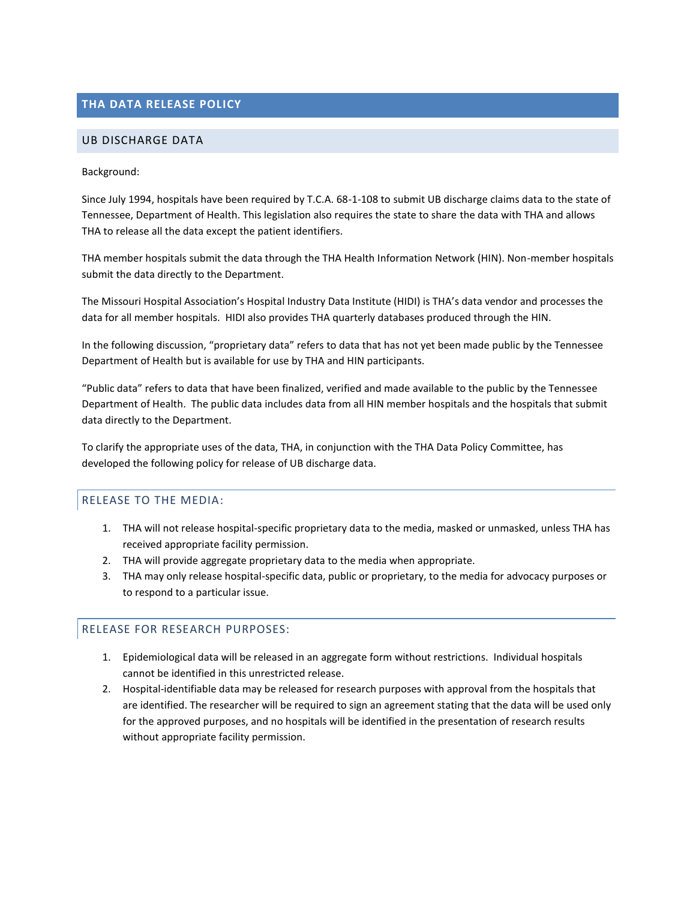# THA DATA RELEASE POLICY

## UB DISCHARGE DATA

Background:

Since July 1994, hospitals have been required by T.C.A. 68-1-108 to submit UB discharge claims data to the state of Tennessee, Department of Health. This legislation also requires the state to share the data with THA and allows THA to release all the data except the patient identifiers.

THA member hospitals submit the data through the THA Health Information Network (HIN). Non-member hospitals submit the data directly to the Department.

The Missouri Hospital Association's Hospital Industry Data Institute (HIDI) is THA's data vendor and processes the data for all member hospitals. HIDI also provides THA quarterly databases produced through the HIN.

In the following discussion, "proprietary data" refers to data that has not yet been made public by the Tennessee Department of Health but is available for use by THA and HIN participants.

"Public data" refers to data that have been finalized, verified and made available to the public by the Tennessee Department of Health. The public data includes data from all HIN member hospitals and the hospitals that submit data directly to the Department.

To clarify the appropriate uses of the data, THA, in conjunction with the THA Data Policy Committee, has developed the following policy for release of UB discharge data.

### RELEASE TO THE MEDIA:

1. THA will not release hospital-specific proprietary data to the media, masked or unmasked, unless THA has received appropriate facility permission.
2. THA will provide aggregate proprietary data to the media when appropriate.
3. THA may only release hospital-specific data, public or proprietary, to the media for advocacy purposes or to respond to a particular issue.

### RELEASE FOR RESEARCH PURPOSES:

1. Epidemiological data will be released in an aggregate form without restrictions. Individual hospitals cannot be identified in this unrestricted release.
2. Hospital-identifiable data may be released for research purposes with approval from the hospitals that are identified. The researcher will be required to sign an agreement stating that the data will be used only for the approved purposes, and no hospitals will be identified in the presentation of research results without appropriate facility permission.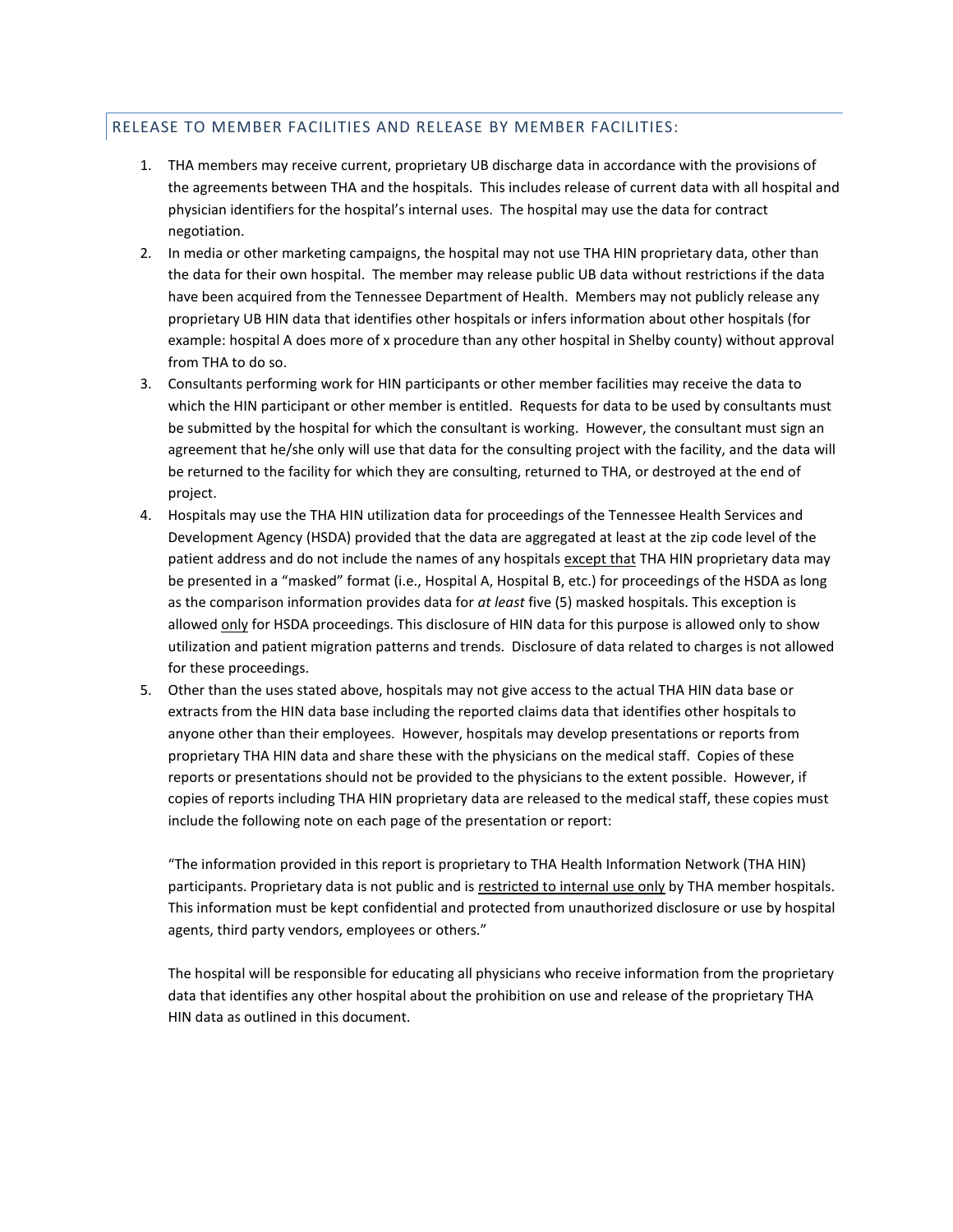## RELEASE TO MEMBER FACILITIES AND RELEASE BY MEMBER FACILITIES:

1. THA members may receive current, proprietary UB discharge data in accordance with the provisions of the agreements between THA and the hospitals. This includes release of current data with all hospital and physician identifiers for the hospital's internal uses. The hospital may use the data for contract negotiation.
2. In media or other marketing campaigns, the hospital may not use THA HIN proprietary data, other than the data for their own hospital. The member may release public UB data without restrictions if the data have been acquired from the Tennessee Department of Health. Members may not publicly release any proprietary UB HIN data that identifies other hospitals or infers information about other hospitals (for example: hospital A does more of x procedure than any other hospital in Shelby county) without approval from THA to do so.
3. Consultants performing work for HIN participants or other member facilities may receive the data to which the HIN participant or other member is entitled. Requests for data to be used by consultants must be submitted by the hospital for which the consultant is working. However, the consultant must sign an agreement that he/she only will use that data for the consulting project with the facility, and the data will be returned to the facility for which they are consulting, returned to THA, or destroyed at the end of project.
4. Hospitals may use the THA HIN utilization data for proceedings of the Tennessee Health Services and Development Agency (HSDA) provided that the data are aggregated at least at the zip code level of the patient address and do not include the names of any hospitals <u>except that</u> THA HIN proprietary data may be presented in a "masked" format (i.e., Hospital A, Hospital B, etc.) for proceedings of the HSDA as long as the comparison information provides data for *at least* five (5) masked hospitals. This exception is allowed <u>only</u> for HSDA proceedings. This disclosure of HIN data for this purpose is allowed only to show utilization and patient migration patterns and trends. Disclosure of data related to charges is not allowed for these proceedings.
5. Other than the uses stated above, hospitals may not give access to the actual THA HIN data base or extracts from the HIN data base including the reported claims data that identifies other hospitals to anyone other than their employees. However, hospitals may develop presentations or reports from proprietary THA HIN data and share these with the physicians on the medical staff. Copies of these reports or presentations should not be provided to the physicians to the extent possible. However, if copies of reports including THA HIN proprietary data are released to the medical staff, these copies must include the following note on each page of the presentation or report:

   "The information provided in this report is proprietary to THA Health Information Network (THA HIN) participants. Proprietary data is not public and is <u>restricted to internal use only</u> by THA member hospitals. This information must be kept confidential and protected from unauthorized disclosure or use by hospital agents, third party vendors, employees or others."

   The hospital will be responsible for educating all physicians who receive information from the proprietary data that identifies any other hospital about the prohibition on use and release of the proprietary THA HIN data as outlined in this document.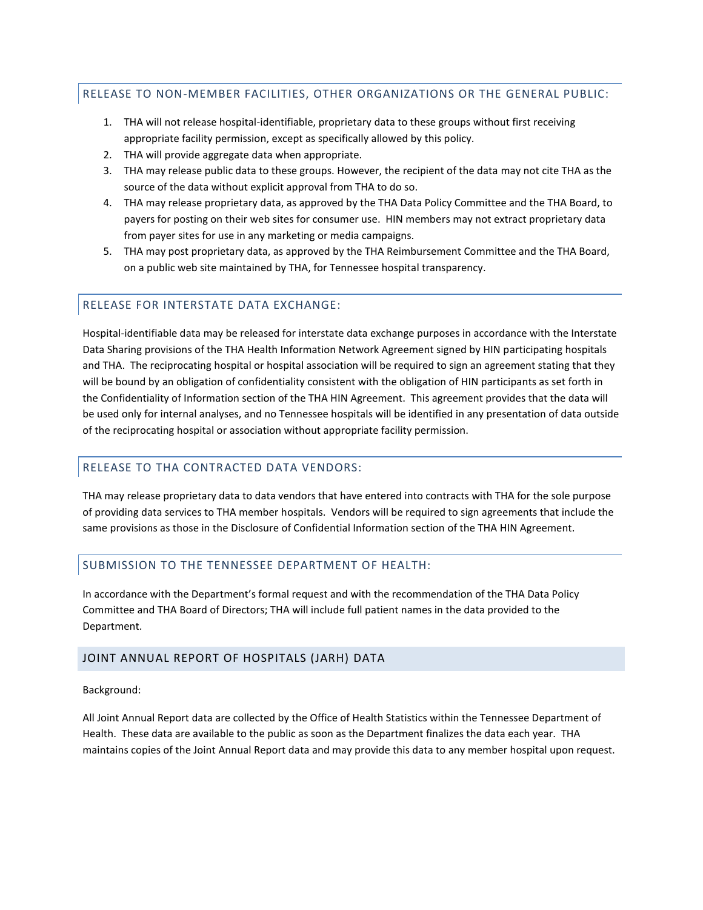### RELEASE TO NON-MEMBER FACILITIES, OTHER ORGANIZATIONS OR THE GENERAL PUBLIC:

1. THA will not release hospital-identifiable, proprietary data to these groups without first receiving appropriate facility permission, except as specifically allowed by this policy.
2. THA will provide aggregate data when appropriate.
3. THA may release public data to these groups. However, the recipient of the data may not cite THA as the source of the data without explicit approval from THA to do so.
4. THA may release proprietary data, as approved by the THA Data Policy Committee and the THA Board, to payers for posting on their web sites for consumer use. HIN members may not extract proprietary data from payer sites for use in any marketing or media campaigns.
5. THA may post proprietary data, as approved by the THA Reimbursement Committee and the THA Board, on a public web site maintained by THA, for Tennessee hospital transparency.

### RELEASE FOR INTERSTATE DATA EXCHANGE:

Hospital-identifiable data may be released for interstate data exchange purposes in accordance with the Interstate Data Sharing provisions of the THA Health Information Network Agreement signed by HIN participating hospitals and THA. The reciprocating hospital or hospital association will be required to sign an agreement stating that they will be bound by an obligation of confidentiality consistent with the obligation of HIN participants as set forth in the Confidentiality of Information section of the THA HIN Agreement. This agreement provides that the data will be used only for internal analyses, and no Tennessee hospitals will be identified in any presentation of data outside of the reciprocating hospital or association without appropriate facility permission.

### RELEASE TO THA CONTRACTED DATA VENDORS:

THA may release proprietary data to data vendors that have entered into contracts with THA for the sole purpose of providing data services to THA member hospitals. Vendors will be required to sign agreements that include the same provisions as those in the Disclosure of Confidential Information section of the THA HIN Agreement.

### SUBMISSION TO THE TENNESSEE DEPARTMENT OF HEALTH:

In accordance with the Department's formal request and with the recommendation of the THA Data Policy Committee and THA Board of Directors; THA will include full patient names in the data provided to the Department.

## JOINT ANNUAL REPORT OF HOSPITALS (JARH) DATA

Background:

All Joint Annual Report data are collected by the Office of Health Statistics within the Tennessee Department of Health. These data are available to the public as soon as the Department finalizes the data each year. THA maintains copies of the Joint Annual Report data and may provide this data to any member hospital upon request.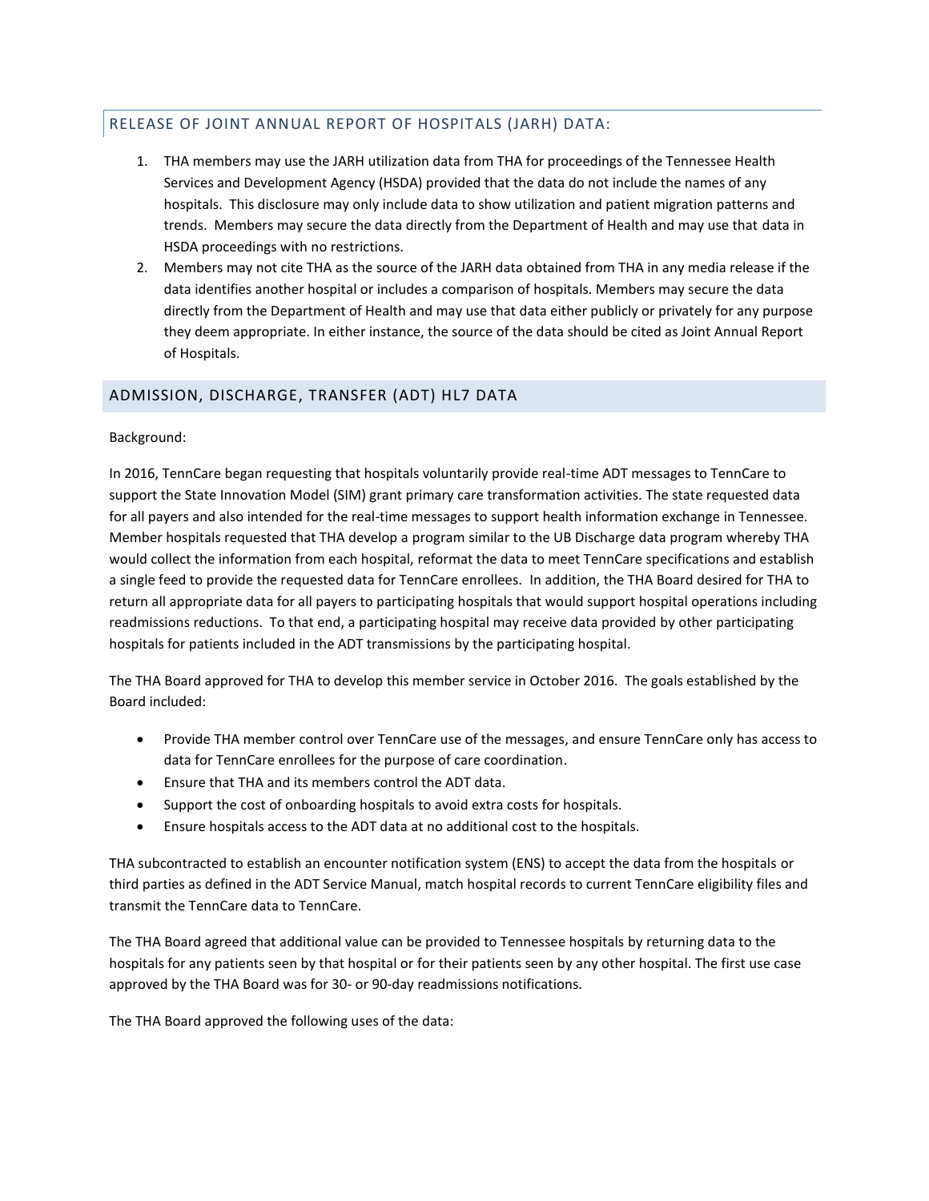## RELEASE OF JOINT ANNUAL REPORT OF HOSPITALS (JARH) DATA:

1. THA members may use the JARH utilization data from THA for proceedings of the Tennessee Health Services and Development Agency (HSDA) provided that the data do not include the names of any hospitals. This disclosure may only include data to show utilization and patient migration patterns and trends. Members may secure the data directly from the Department of Health and may use that data in HSDA proceedings with no restrictions.
2. Members may not cite THA as the source of the JARH data obtained from THA in any media release if the data identifies another hospital or includes a comparison of hospitals. Members may secure the data directly from the Department of Health and may use that data either publicly or privately for any purpose they deem appropriate. In either instance, the source of the data should be cited as Joint Annual Report of Hospitals.

## ADMISSION, DISCHARGE, TRANSFER (ADT) HL7 DATA

Background:

In 2016, TennCare began requesting that hospitals voluntarily provide real-time ADT messages to TennCare to support the State Innovation Model (SIM) grant primary care transformation activities. The state requested data for all payers and also intended for the real-time messages to support health information exchange in Tennessee. Member hospitals requested that THA develop a program similar to the UB Discharge data program whereby THA would collect the information from each hospital, reformat the data to meet TennCare specifications and establish a single feed to provide the requested data for TennCare enrollees. In addition, the THA Board desired for THA to return all appropriate data for all payers to participating hospitals that would support hospital operations including readmissions reductions. To that end, a participating hospital may receive data provided by other participating hospitals for patients included in the ADT transmissions by the participating hospital.

The THA Board approved for THA to develop this member service in October 2016. The goals established by the Board included:

- Provide THA member control over TennCare use of the messages, and ensure TennCare only has access to data for TennCare enrollees for the purpose of care coordination.
- Ensure that THA and its members control the ADT data.
- Support the cost of onboarding hospitals to avoid extra costs for hospitals.
- Ensure hospitals access to the ADT data at no additional cost to the hospitals.

THA subcontracted to establish an encounter notification system (ENS) to accept the data from the hospitals or third parties as defined in the ADT Service Manual, match hospital records to current TennCare eligibility files and transmit the TennCare data to TennCare.

The THA Board agreed that additional value can be provided to Tennessee hospitals by returning data to the hospitals for any patients seen by that hospital or for their patients seen by any other hospital. The first use case approved by the THA Board was for 30- or 90-day readmissions notifications.

The THA Board approved the following uses of the data: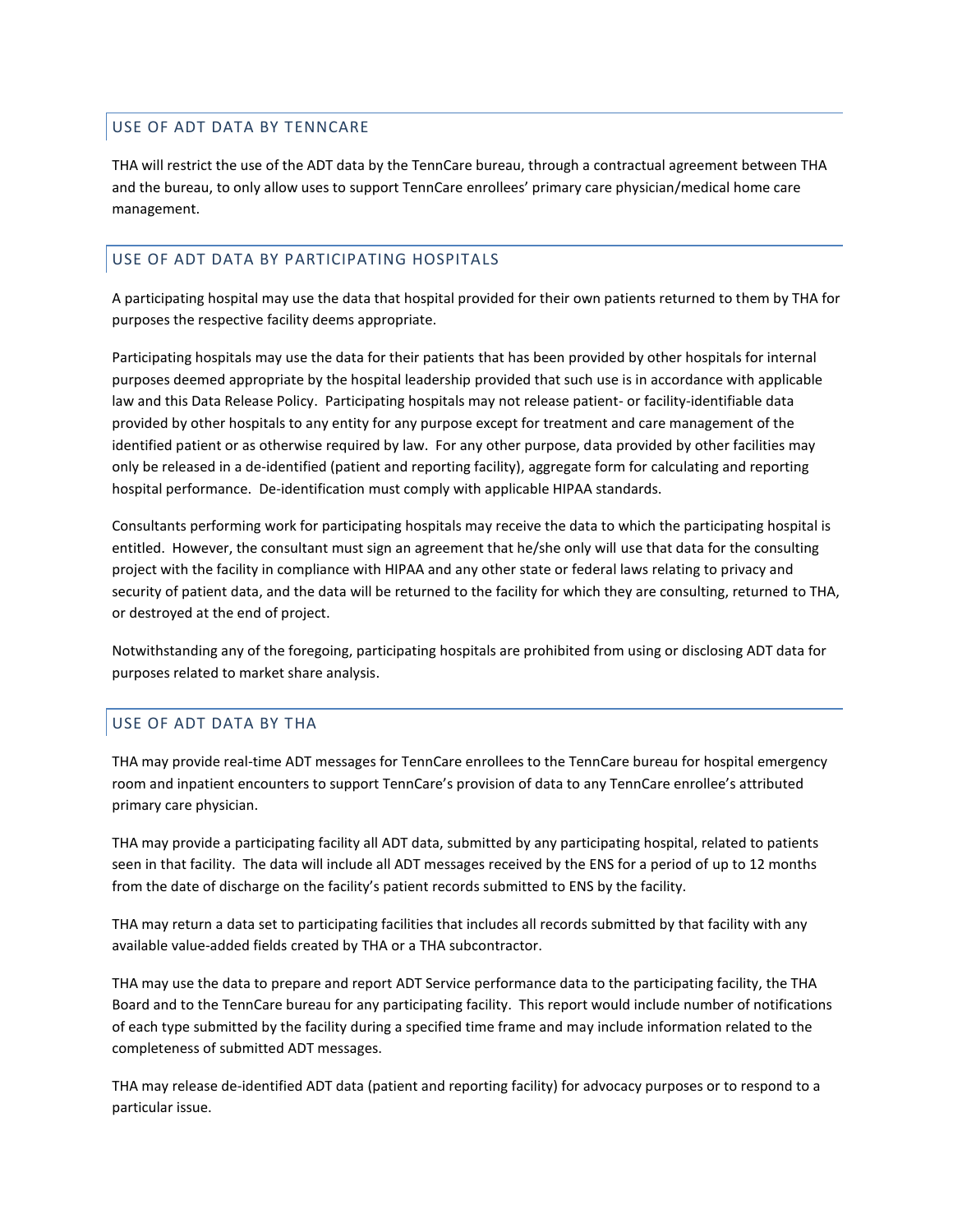## USE OF ADT DATA BY TENNCARE

THA will restrict the use of the ADT data by the TennCare bureau, through a contractual agreement between THA and the bureau, to only allow uses to support TennCare enrollees' primary care physician/medical home care management.

## USE OF ADT DATA BY PARTICIPATING HOSPITALS

A participating hospital may use the data that hospital provided for their own patients returned to them by THA for purposes the respective facility deems appropriate.

Participating hospitals may use the data for their patients that has been provided by other hospitals for internal purposes deemed appropriate by the hospital leadership provided that such use is in accordance with applicable law and this Data Release Policy. Participating hospitals may not release patient- or facility-identifiable data provided by other hospitals to any entity for any purpose except for treatment and care management of the identified patient or as otherwise required by law. For any other purpose, data provided by other facilities may only be released in a de-identified (patient and reporting facility), aggregate form for calculating and reporting hospital performance. De-identification must comply with applicable HIPAA standards.

Consultants performing work for participating hospitals may receive the data to which the participating hospital is entitled. However, the consultant must sign an agreement that he/she only will use that data for the consulting project with the facility in compliance with HIPAA and any other state or federal laws relating to privacy and security of patient data, and the data will be returned to the facility for which they are consulting, returned to THA, or destroyed at the end of project.

Notwithstanding any of the foregoing, participating hospitals are prohibited from using or disclosing ADT data for purposes related to market share analysis.

## USE OF ADT DATA BY THA

THA may provide real-time ADT messages for TennCare enrollees to the TennCare bureau for hospital emergency room and inpatient encounters to support TennCare's provision of data to any TennCare enrollee's attributed primary care physician.

THA may provide a participating facility all ADT data, submitted by any participating hospital, related to patients seen in that facility. The data will include all ADT messages received by the ENS for a period of up to 12 months from the date of discharge on the facility's patient records submitted to ENS by the facility.

THA may return a data set to participating facilities that includes all records submitted by that facility with any available value-added fields created by THA or a THA subcontractor.

THA may use the data to prepare and report ADT Service performance data to the participating facility, the THA Board and to the TennCare bureau for any participating facility. This report would include number of notifications of each type submitted by the facility during a specified time frame and may include information related to the completeness of submitted ADT messages.

THA may release de-identified ADT data (patient and reporting facility) for advocacy purposes or to respond to a particular issue.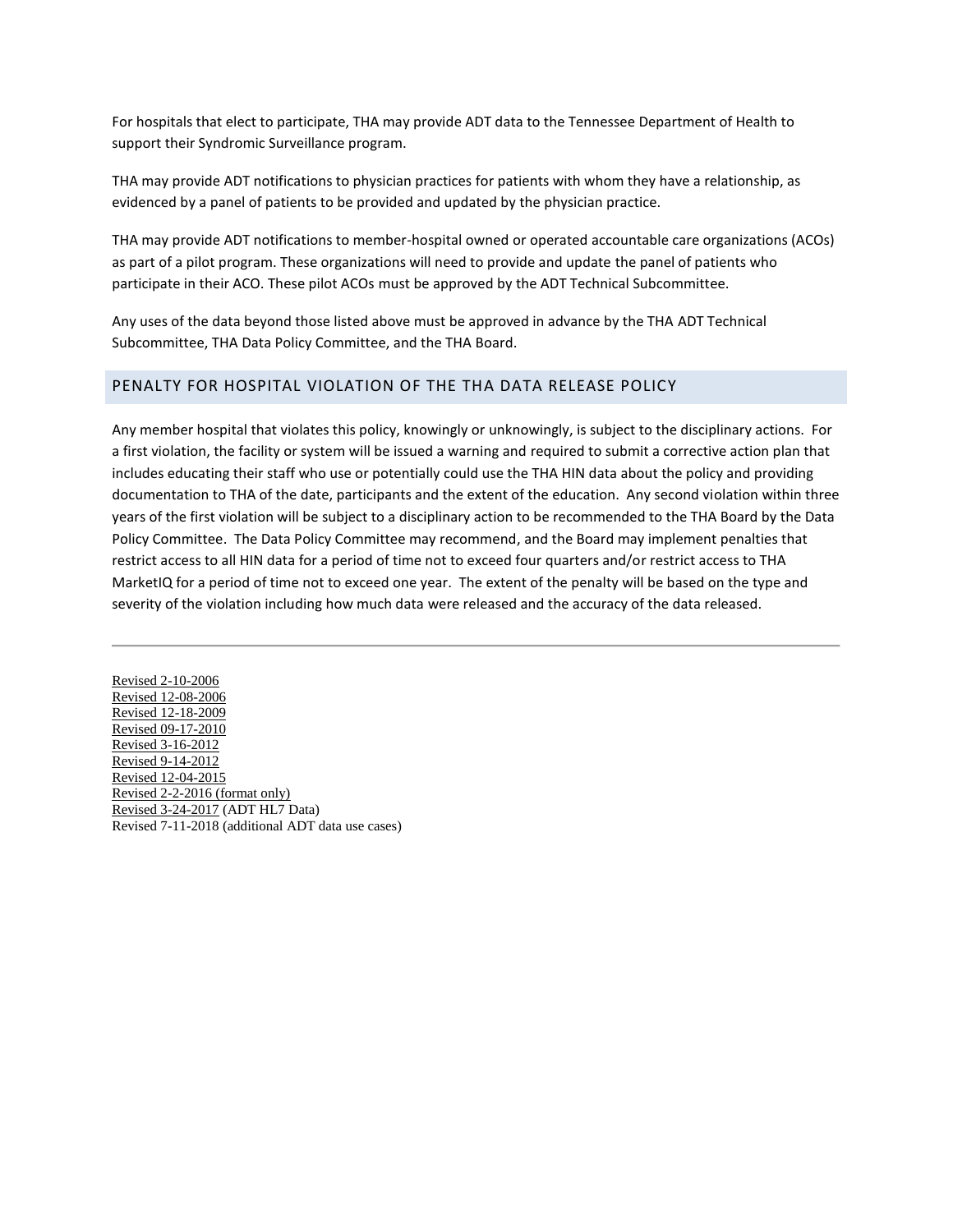For hospitals that elect to participate, THA may provide ADT data to the Tennessee Department of Health to support their Syndromic Surveillance program.

THA may provide ADT notifications to physician practices for patients with whom they have a relationship, as evidenced by a panel of patients to be provided and updated by the physician practice.

THA may provide ADT notifications to member-hospital owned or operated accountable care organizations (ACOs) as part of a pilot program. These organizations will need to provide and update the panel of patients who participate in their ACO. These pilot ACOs must be approved by the ADT Technical Subcommittee.

Any uses of the data beyond those listed above must be approved in advance by the THA ADT Technical Subcommittee, THA Data Policy Committee, and the THA Board.

## PENALTY FOR HOSPITAL VIOLATION OF THE THA DATA RELEASE POLICY

Any member hospital that violates this policy, knowingly or unknowingly, is subject to the disciplinary actions. For a first violation, the facility or system will be issued a warning and required to submit a corrective action plan that includes educating their staff who use or potentially could use the THA HIN data about the policy and providing documentation to THA of the date, participants and the extent of the education. Any second violation within three years of the first violation will be subject to a disciplinary action to be recommended to the THA Board by the Data Policy Committee. The Data Policy Committee may recommend, and the Board may implement penalties that restrict access to all HIN data for a period of time not to exceed four quarters and/or restrict access to THA MarketIQ for a period of time not to exceed one year. The extent of the penalty will be based on the type and severity of the violation including how much data were released and the accuracy of the data released.

---

Revised 2-10-2006
Revised 12-08-2006
Revised 12-18-2009
Revised 09-17-2010
Revised 3-16-2012
Revised 9-14-2012
Revised 12-04-2015
Revised 2-2-2016 (format only)
Revised 3-24-2017 (ADT HL7 Data)
Revised 7-11-2018 (additional ADT data use cases)